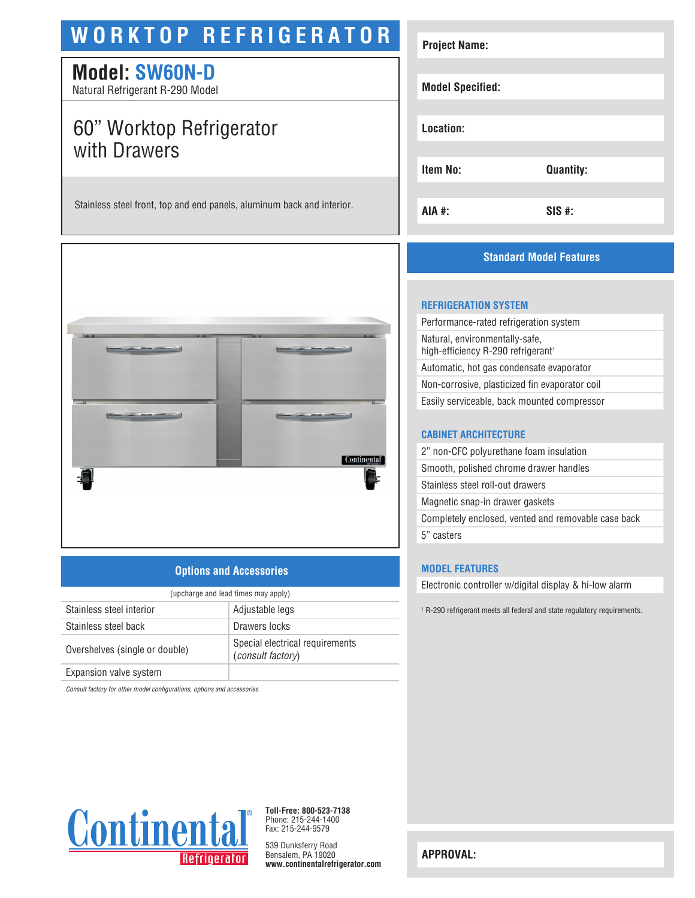# WORKTOP REFRIGERATOR

## Model: SW60N-D

Natural Refrigerant R-290 Model

## 60” Worktop Refrigerator with Drawers

Stainless steel front, top and end panels, aluminum back and interior.

| | |
|---|---|
| **Project Name:** | |
| **Model Specified:** | |
| **Location:** | |
| **Item No:** | **Quantity:** |
| **AIA #:** | **SIS #:** |

## Options and Accessories

(upcharge and lead times may apply)

| | |
|---|---|
| Stainless steel interior | Adjustable legs |
| Stainless steel back | Drawers locks |
| Overshelves (single or double) | Special electrical requirements (*consult factory*) |
| Expansion valve system | |

*Consult factory for other model configurations, options and accessories.*

## Standard Model Features

### REFRIGERATION SYSTEM

- Performance-rated refrigeration system
- Natural, environmentally-safe, high-efficiency R-290 refrigerant[1]
- Automatic, hot gas condensate evaporator
- Non-corrosive, plasticized fin evaporator coil
- Easily serviceable, back mounted compressor

### CABINET ARCHITECTURE

- 2” non-CFC polyurethane foam insulation
- Smooth, polished chrome drawer handles
- Stainless steel roll-out drawers
- Magnetic snap-in drawer gaskets
- Completely enclosed, vented and removable case back
- 5” casters

### MODEL FEATURES

- Electronic controller w/digital display & hi-low alarm

[1] R-290 refrigerant meets all federal and state regulatory requirements.

**APPROVAL:**

Continental® Refrigerator

**Toll-Free: 800-523-7138**
Phone: 215-244-1400
Fax: 215-244-9579

539 Dunksferry Road
Bensalem, PA 19020
**www.continentalrefrigerator.com**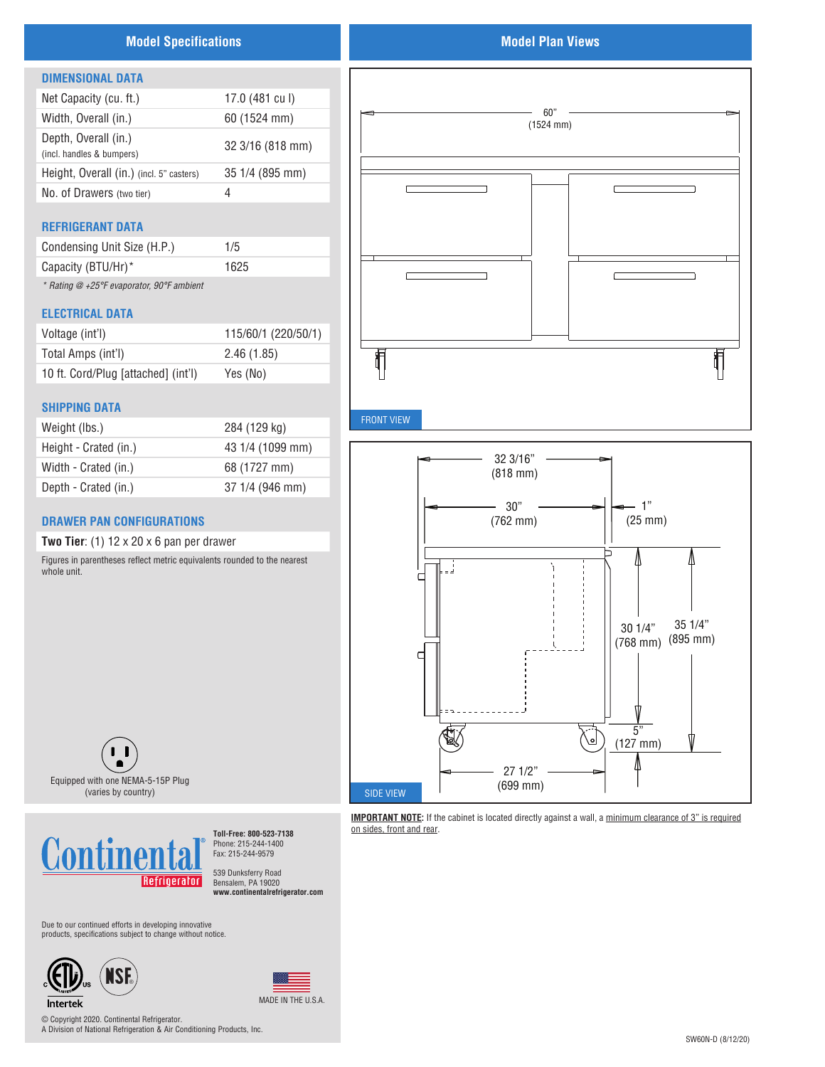## Model Specifications

### DIMENSIONAL DATA

| | |
|---|---|
| Net Capacity (cu. ft.) | 17.0 (481 cu l) |
| Width, Overall (in.) | 60 (1524 mm) |
| Depth, Overall (in.) (incl. handles & bumpers) | 32 3/16 (818 mm) |
| Height, Overall (in.) (incl. 5" casters) | 35 1/4 (895 mm) |
| No. of Drawers (two tier) | 4 |

### REFRIGERANT DATA

| | |
|---|---|
| Condensing Unit Size (H.P.) | 1/5 |
| Capacity (BTU/Hr)* | 1625 |

*\* Rating @ +25°F evaporator, 90°F ambient*

### ELECTRICAL DATA

| | |
|---|---|
| Voltage (int'l) | 115/60/1 (220/50/1) |
| Total Amps (int'l) | 2.46 (1.85) |
| 10 ft. Cord/Plug [attached] (int'l) | Yes (No) |

### SHIPPING DATA

| | |
|---|---|
| Weight (lbs.) | 284 (129 kg) |
| Height - Crated (in.) | 43 1/4 (1099 mm) |
| Width - Crated (in.) | 68 (1727 mm) |
| Depth - Crated (in.) | 37 1/4 (946 mm) |

### DRAWER PAN CONFIGURATIONS

**Two Tier**: (1) 12 x 20 x 6 pan per drawer

Figures in parentheses reflect metric equivalents rounded to the nearest whole unit.

Equipped with one NEMA-5-15P Plug (varies by country)

## Model Plan Views

FRONT VIEW

60"
(1524 mm)

SIDE VIEW

32 3/16"
(818 mm)

30"
(762 mm)

1"
(25 mm)

30 1/4"
(768 mm)

35 1/4"
(895 mm)

5"
(127 mm)

27 1/2"
(699 mm)

**IMPORTANT NOTE:** If the cabinet is located directly against a wall, a minimum clearance of 3" is required on sides, front and rear.

Continental Refrigerator

**Toll-Free: 800-523-7138**
Phone: 215-244-1400
Fax: 215-244-9579

539 Dunksferry Road
Bensalem, PA 19020
**www.continentalrefrigerator.com**

Due to our continued efforts in developing innovative products, specifications subject to change without notice.

Intertek

MADE IN THE U.S.A.

© Copyright 2020. Continental Refrigerator.
A Division of National Refrigeration & Air Conditioning Products, Inc.

SW60N-D (8/12/20)